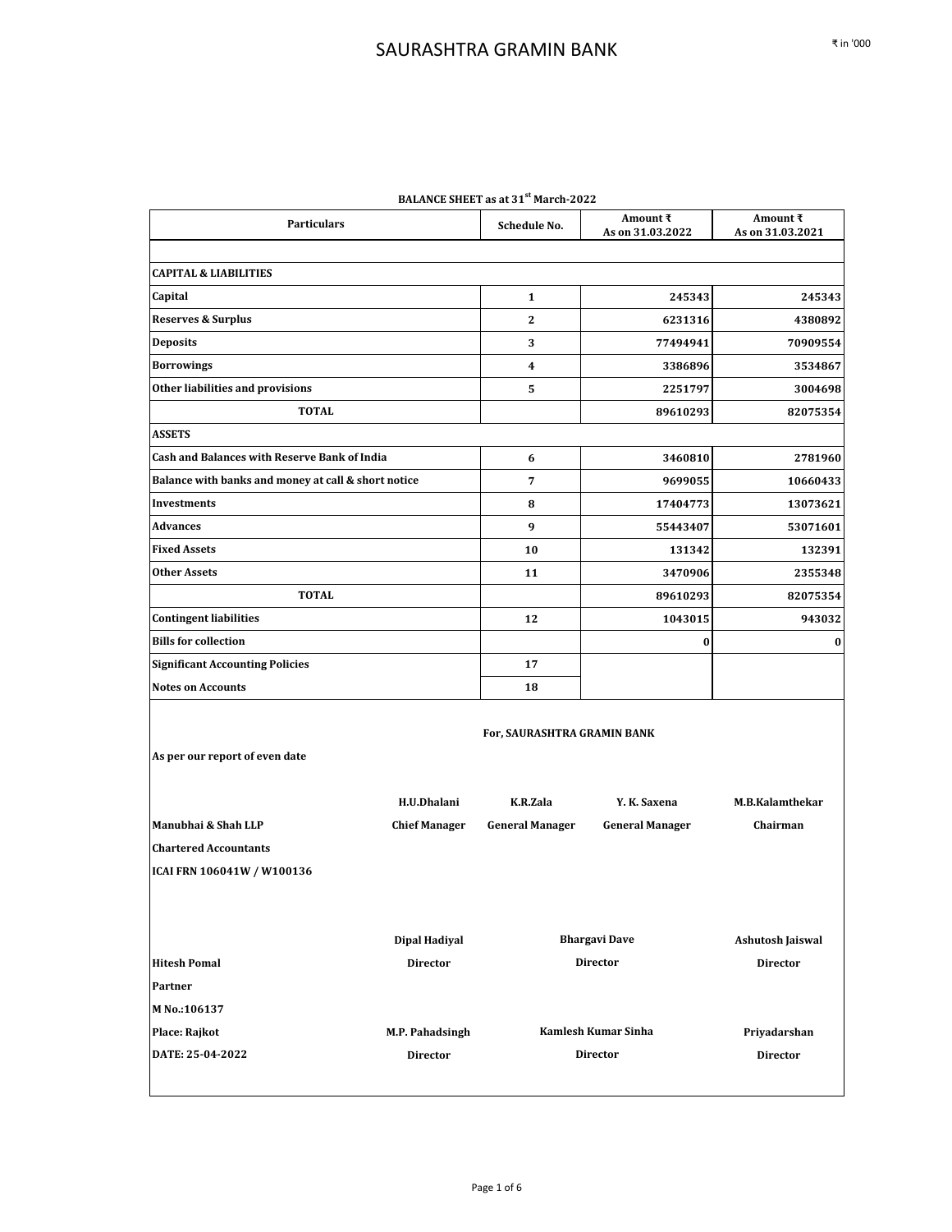# SAURASHTRA GRAMIN BANK

₹ in '000

**BALANCE SHEET as at 31st March-2022**

| Particulars | Schedule No. | Amount ₹ As on 31.03.2022 | Amount ₹ As on 31.03.2021 |
|---|---|---|---|
| **CAPITAL & LIABILITIES** | | | |
| **Capital** | 1 | 245343 | 245343 |
| **Reserves & Surplus** | 2 | 6231316 | 4380892 |
| **Deposits** | 3 | 77494941 | 70909554 |
| **Borrowings** | 4 | 3386896 | 3534867 |
| **Other liabilities and provisions** | 5 | 2251797 | 3004698 |
| **TOTAL** | | 89610293 | 82075354 |
| **ASSETS** | | | |
| **Cash and Balances with Reserve Bank of India** | 6 | 3460810 | 2781960 |
| **Balance with banks and money at call & short notice** | 7 | 9699055 | 10660433 |
| **Investments** | 8 | 17404773 | 13073621 |
| **Advances** | 9 | 55443407 | 53071601 |
| **Fixed Assets** | 10 | 131342 | 132391 |
| **Other Assets** | 11 | 3470906 | 2355348 |
| **TOTAL** | | 89610293 | 82075354 |
| **Contingent liabilities** | 12 | 1043015 | 943032 |
| **Bills for collection** | | 0 | 0 |
| **Significant Accounting Policies** | 17 | | |
| **Notes on Accounts** | 18 | | |

**For, SAURASHTRA GRAMIN BANK**

**As per our report of even date**

| | | | |
|---|---|---|---|
| **H.U.Dhalani** | **K.R.Zala** | **Y. K. Saxena** | **M.B.Kalamthekar** |
| **Chief Manager** | **General Manager** | **General Manager** | **Chairman** |

**Manubhai & Shah LLP**
**Chartered Accountants**
**ICAI FRN 106041W / W100136**

| | | |
|---|---|---|
| **Dipal Hadiyal** | **Bhargavi Dave** | **Ashutosh Jaiswal** |
| **Director** | **Director** | **Director** |
| **M.P. Pahadsingh** | **Kamlesh Kumar Sinha** | **Priyadarshan** |
| **Director** | **Director** | **Director** |

**Hitesh Pomal**
**Partner**
**M No.:106137**
**Place: Rajkot**
**DATE: 25-04-2022**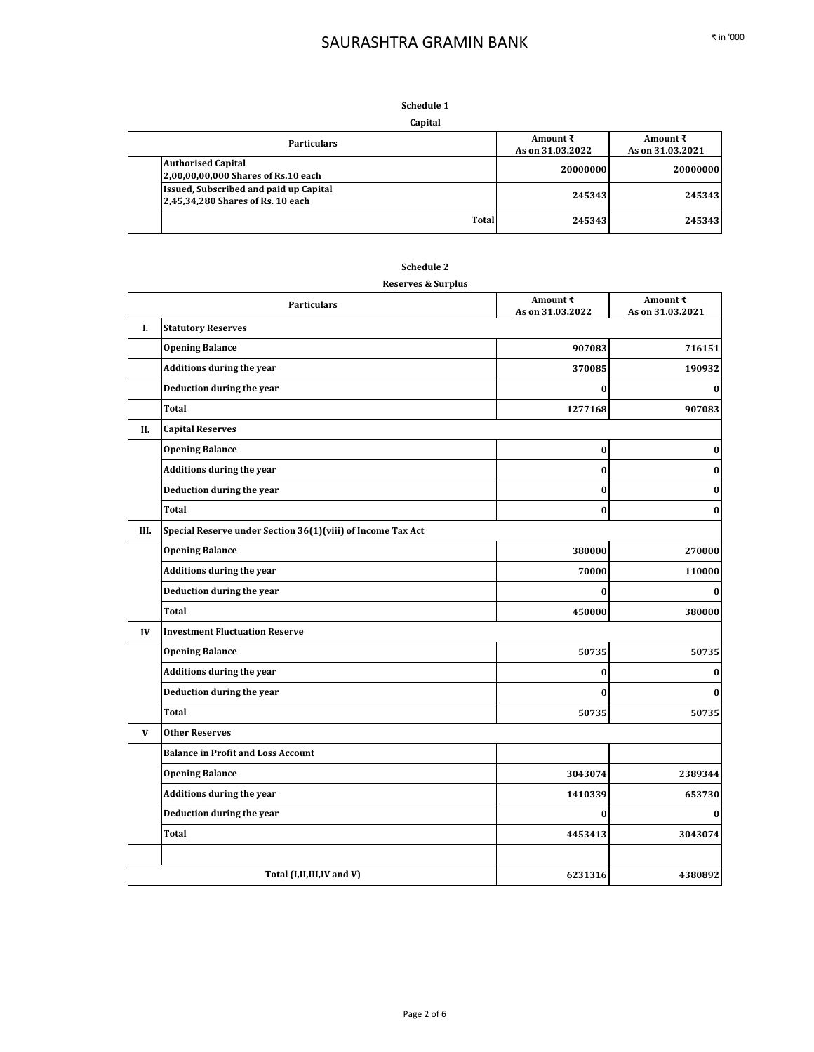# SAURASHTRA GRAMIN BANK

₹ in '000

## Schedule 1

### Capital

| | Particulars | Amount ₹ As on 31.03.2022 | Amount ₹ As on 31.03.2021 |
|---|---|---|---|
| | **Authorised Capital** **2,00,00,00,000 Shares of Rs.10 each** | 20000000 | 20000000 |
| | **Issued, Subscribed and paid up Capital** **2,45,34,280 Shares of Rs. 10 each** | 245343 | 245343 |
| | **Total** | 245343 | 245343 |

## Schedule 2

### Reserves & Surplus

| | Particulars | Amount ₹ As on 31.03.2022 | Amount ₹ As on 31.03.2021 |
|---|---|---|---|
| **I.** | **Statutory Reserves** | | |
| | Opening Balance | 907083 | 716151 |
| | Additions during the year | 370085 | 190932 |
| | Deduction during the year | 0 | 0 |
| | Total | 1277168 | 907083 |
| **II.** | **Capital Reserves** | | |
| | Opening Balance | 0 | 0 |
| | Additions during the year | 0 | 0 |
| | Deduction during the year | 0 | 0 |
| | Total | 0 | 0 |
| **III.** | **Special Reserve under Section 36(1)(viii) of Income Tax Act** | | |
| | Opening Balance | 380000 | 270000 |
| | Additions during the year | 70000 | 110000 |
| | Deduction during the year | 0 | 0 |
| | Total | 450000 | 380000 |
| **IV** | **Investment Fluctuation Reserve** | | |
| | Opening Balance | 50735 | 50735 |
| | Additions during the year | 0 | 0 |
| | Deduction during the year | 0 | 0 |
| | Total | 50735 | 50735 |
| **V** | **Other Reserves** | | |
| | Balance in Profit and Loss Account | | |
| | Opening Balance | 3043074 | 2389344 |
| | Additions during the year | 1410339 | 653730 |
| | Deduction during the year | 0 | 0 |
| | Total | 4453413 | 3043074 |
| | | | |
| | **Total (I,II,III,IV and V)** | 6231316 | 4380892 |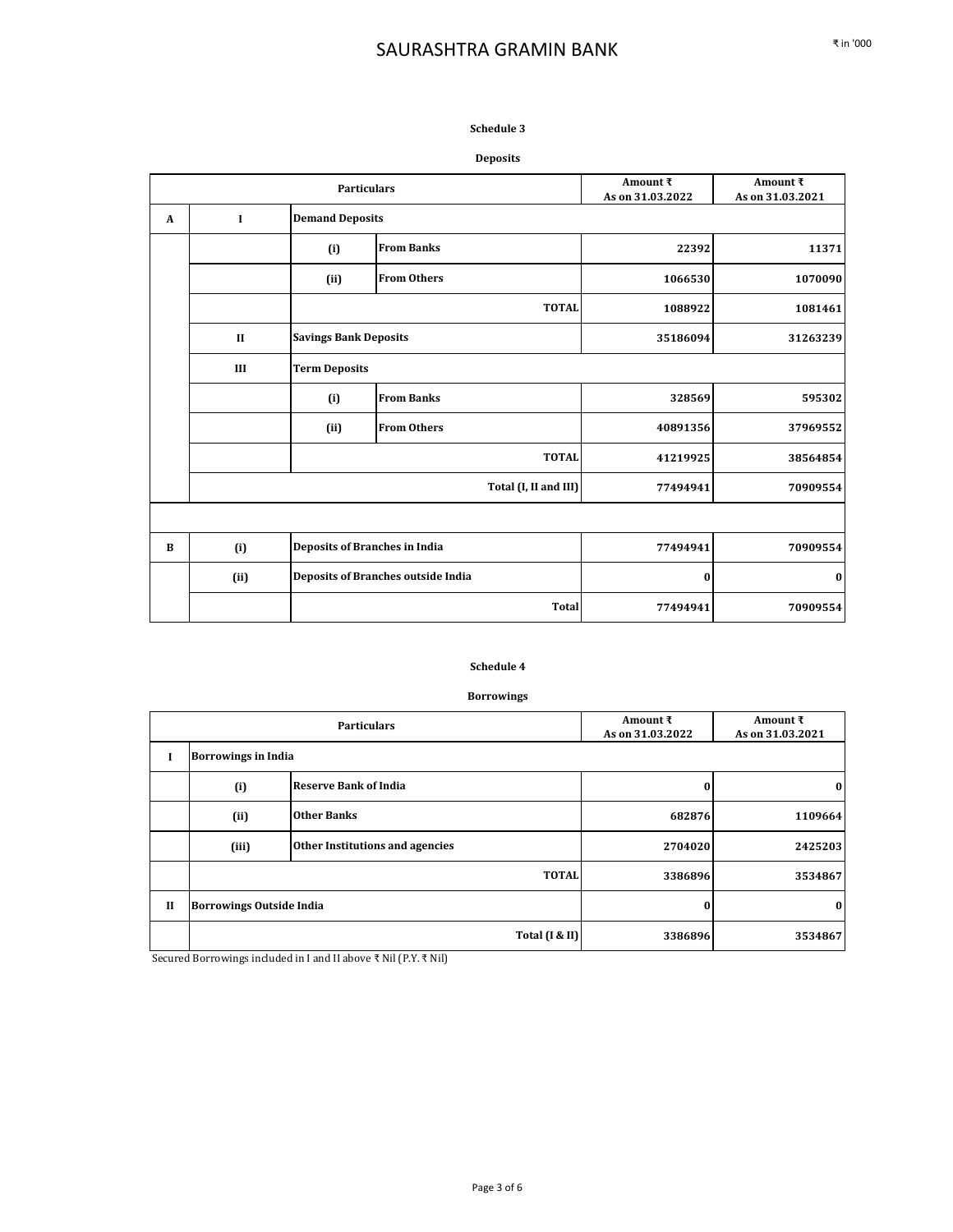# SAURASHTRA GRAMIN BANK

₹ in '000

## Schedule 3

### Deposits

| | | Particulars | | Amount ₹ As on 31.03.2022 | Amount ₹ As on 31.03.2021 |
|---|---|---|---|---|---|
| **A** | **I** | **Demand Deposits** | | | |
| | | **(i)** | **From Banks** | **22392** | **11371** |
| | | **(ii)** | **From Others** | **1066530** | **1070090** |
| | | | **TOTAL** | **1088922** | **1081461** |
| | **II** | **Savings Bank Deposits** | | **35186094** | **31263239** |
| | **III** | **Term Deposits** | | | |
| | | **(i)** | **From Banks** | **328569** | **595302** |
| | | **(ii)** | **From Others** | **40891356** | **37969552** |
| | | | **TOTAL** | **41219925** | **38564854** |
| | | | **Total (I, II and III)** | **77494941** | **70909554** |
| | | | | | |
| **B** | **(i)** | **Deposits of Branches in India** | | **77494941** | **70909554** |
| | **(ii)** | **Deposits of Branches outside India** | | **0** | **0** |
| | | | **Total** | **77494941** | **70909554** |

## Schedule 4

### Borrowings

| | Particulars | | Amount ₹ As on 31.03.2022 | Amount ₹ As on 31.03.2021 |
|---|---|---|---|---|
| **I** | **Borrowings in India** | | | |
| | **(i)** | **Reserve Bank of India** | **0** | **0** |
| | **(ii)** | **Other Banks** | **682876** | **1109664** |
| | **(iii)** | **Other Institutions and agencies** | **2704020** | **2425203** |
| | | **TOTAL** | **3386896** | **3534867** |
| **II** | **Borrowings Outside India** | | **0** | **0** |
| | | **Total (I & II)** | **3386896** | **3534867** |

Secured Borrowings included in I and II above ₹ Nil (P.Y. ₹ Nil)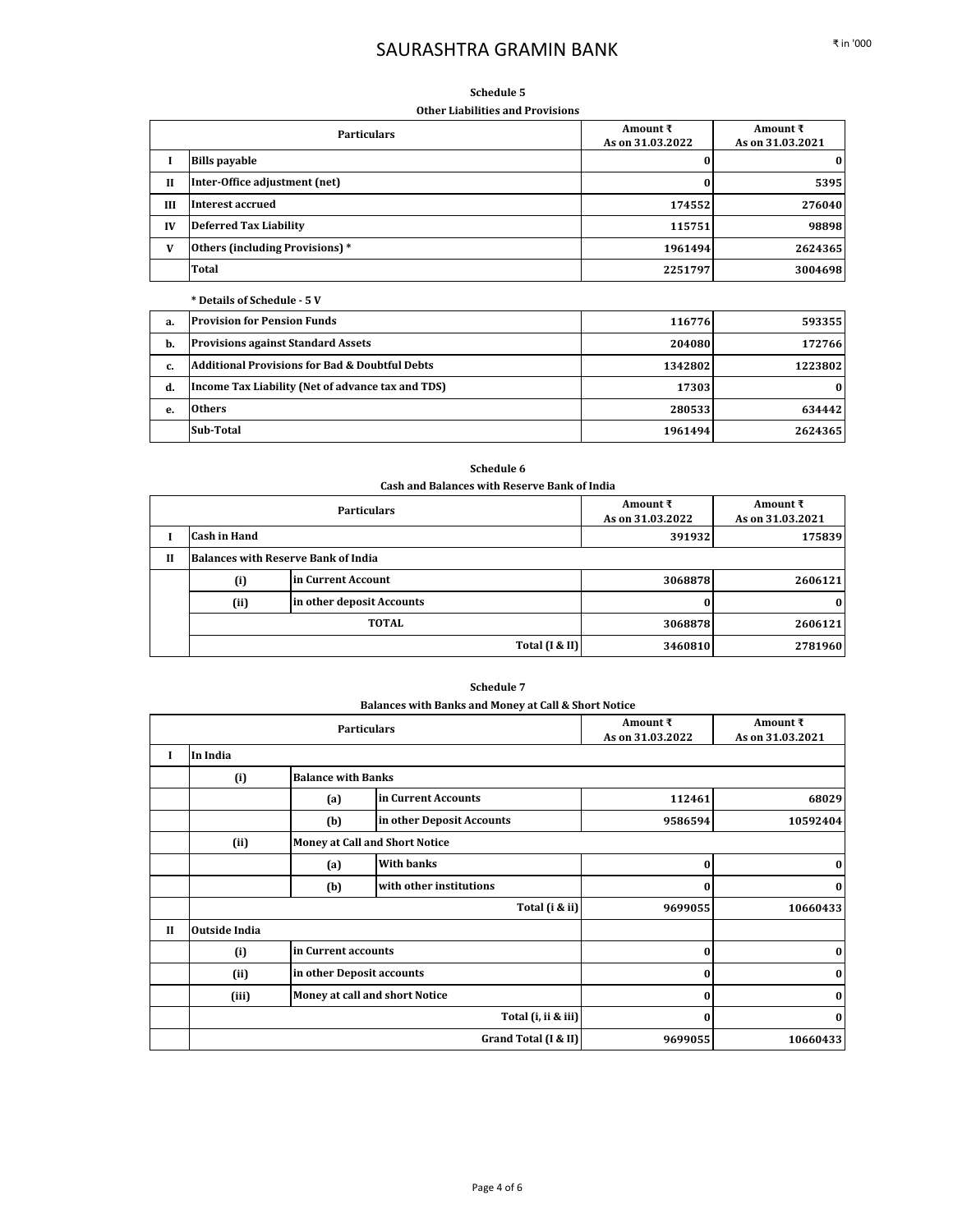# SAURASHTRA GRAMIN BANK

₹ in '000

### Schedule 5

**Other Liabilities and Provisions**

| | Particulars | Amount ₹ As on 31.03.2022 | Amount ₹ As on 31.03.2021 |
|---|---|---|---|
| I | **Bills payable** | **0** | **0** |
| II | **Inter-Office adjustment (net)** | **0** | **5395** |
| III | **Interest accrued** | **174552** | **276040** |
| IV | **Deferred Tax Liability** | **115751** | **98898** |
| V | **Others (including Provisions) *** | **1961494** | **2624365** |
| | **Total** | **2251797** | **3004698** |

**\* Details of Schedule - 5 V**

| | Particulars | Amount ₹ As on 31.03.2022 | Amount ₹ As on 31.03.2021 |
|---|---|---|---|
| a. | **Provision for Pension Funds** | **116776** | **593355** |
| b. | **Provisions against Standard Assets** | **204080** | **172766** |
| c. | **Additional Provisions for Bad & Doubtful Debts** | **1342802** | **1223802** |
| d. | **Income Tax Liability (Net of advance tax and TDS)** | **17303** | **0** |
| e. | **Others** | **280533** | **634442** |
| | **Sub-Total** | **1961494** | **2624365** |

### Schedule 6

**Cash and Balances with Reserve Bank of India**

| | Particulars | | Amount ₹ As on 31.03.2022 | Amount ₹ As on 31.03.2021 |
|---|---|---|---|---|
| I | **Cash in Hand** | | **391932** | **175839** |
| II | **Balances with Reserve Bank of India** | | | |
| | **(i)** | **in Current Account** | **3068878** | **2606121** |
| | **(ii)** | **in other deposit Accounts** | **0** | **0** |
| | | **TOTAL** | **3068878** | **2606121** |
| | | **Total (I & II)** | **3460810** | **2781960** |

### Schedule 7

**Balances with Banks and Money at Call & Short Notice**

| | Particulars | | | Amount ₹ As on 31.03.2022 | Amount ₹ As on 31.03.2021 |
|---|---|---|---|---|---|
| I | **In India** | | | | |
| | **(i)** | **Balance with Banks** | | | |
| | | **(a)** | **in Current Accounts** | **112461** | **68029** |
| | | **(b)** | **in other Deposit Accounts** | **9586594** | **10592404** |
| | **(ii)** | **Money at Call and Short Notice** | | | |
| | | **(a)** | **With banks** | **0** | **0** |
| | | **(b)** | **with other institutions** | **0** | **0** |
| | | | **Total (i & ii)** | **9699055** | **10660433** |
| II | **Outside India** | | | | |
| | **(i)** | **in Current accounts** | | **0** | **0** |
| | **(ii)** | **in other Deposit accounts** | | **0** | **0** |
| | **(iii)** | **Money at call and short Notice** | | **0** | **0** |
| | | | **Total (i, ii & iii)** | **0** | **0** |
| | | | **Grand Total (I & II)** | **9699055** | **10660433** |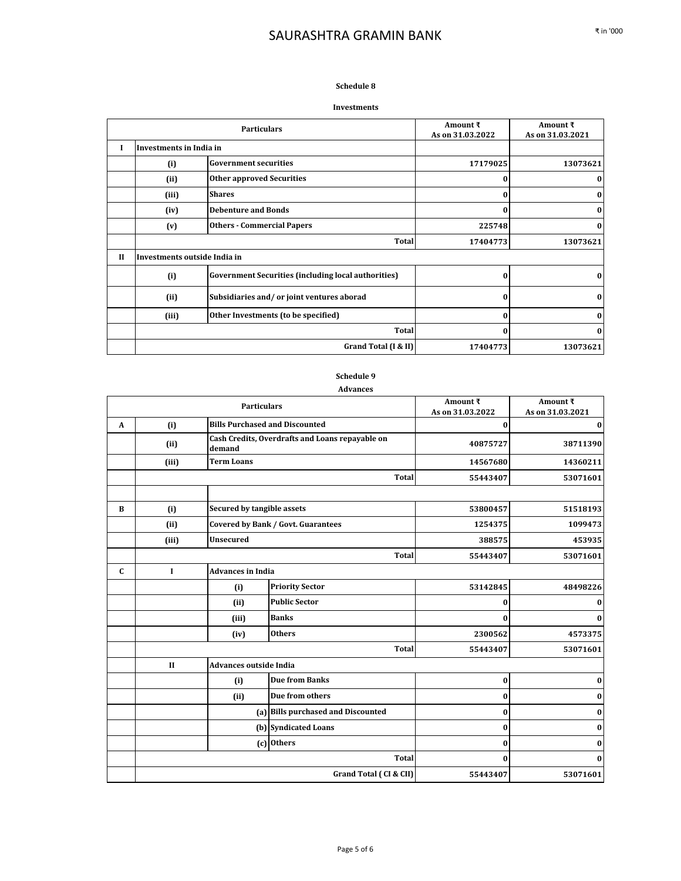₹ in '000

### Schedule 8

**Investments**

| Particulars | | | Amount ₹ As on 31.03.2022 | Amount ₹ As on 31.03.2021 |
|---|---|---|---|---|
| **I** | **Investments in India in** | | | |
| | **(i)** | **Government securities** | **17179025** | **13073621** |
| | **(ii)** | **Other approved Securities** | **0** | **0** |
| | **(iii)** | **Shares** | **0** | **0** |
| | **(iv)** | **Debenture and Bonds** | **0** | **0** |
| | **(v)** | **Others - Commercial Papers** | **225748** | **0** |
| | | **Total** | **17404773** | **13073621** |
| **II** | **Investments outside India in** | | | |
| | **(i)** | **Government Securities (including local authorities)** | **0** | **0** |
| | **(ii)** | **Subsidiaries and/ or joint ventures aborad** | **0** | **0** |
| | **(iii)** | **Other Investments (to be specified)** | **0** | **0** |
| | | **Total** | **0** | **0** |
| | | **Grand Total (I & II)** | **17404773** | **13073621** |

### Schedule 9

**Advances**

| Particulars | | | | Amount ₹ As on 31.03.2022 | Amount ₹ As on 31.03.2021 |
|---|---|---|---|---|---|
| **A** | **(i)** | **Bills Purchased and Discounted** | | **0** | **0** |
| | **(ii)** | **Cash Credits, Overdrafts and Loans repayable on demand** | | **40875727** | **38711390** |
| | **(iii)** | **Term Loans** | | **14567680** | **14360211** |
| | | | **Total** | **55443407** | **53071601** |
| | | | | | |
| **B** | **(i)** | **Secured by tangible assets** | | **53800457** | **51518193** |
| | **(ii)** | **Covered by Bank / Govt. Guarantees** | | **1254375** | **1099473** |
| | **(iii)** | **Unsecured** | | **388575** | **453935** |
| | | | **Total** | **55443407** | **53071601** |
| **C** | **I** | **Advances in India** | | | |
| | | **(i)** | **Priority Sector** | **53142845** | **48498226** |
| | | **(ii)** | **Public Sector** | **0** | **0** |
| | | **(iii)** | **Banks** | **0** | **0** |
| | | **(iv)** | **Others** | **2300562** | **4573375** |
| | | | **Total** | **55443407** | **53071601** |
| | **II** | **Advances outside India** | | | |
| | | **(i)** | **Due from Banks** | **0** | **0** |
| | | **(ii)** | **Due from others** | **0** | **0** |
| | | **(a)** | **Bills purchased and Discounted** | **0** | **0** |
| | | **(b)** | **Syndicated Loans** | **0** | **0** |
| | | **(c)** | **Others** | **0** | **0** |
| | | | **Total** | **0** | **0** |
| | | | **Grand Total ( CI & CII)** | **55443407** | **53071601** |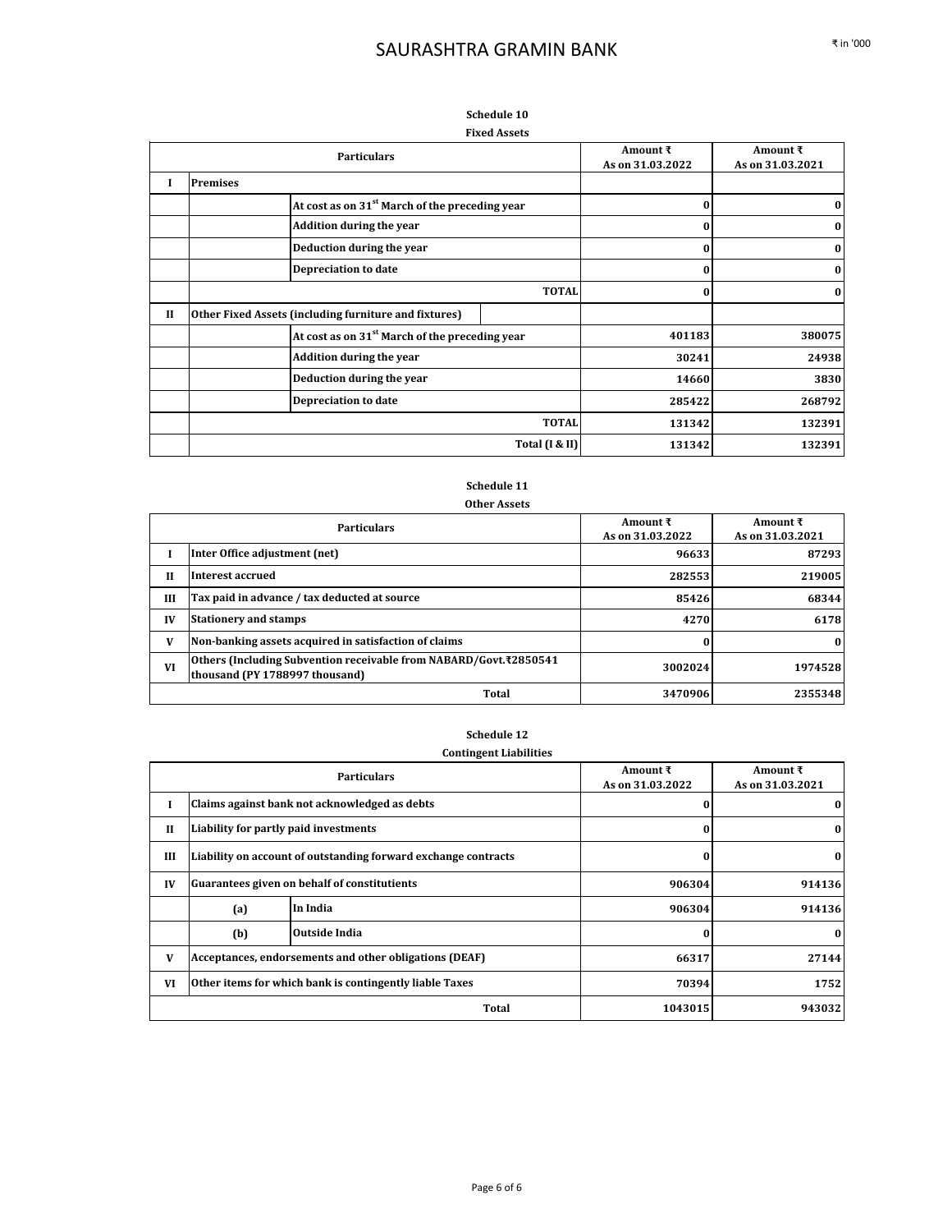# SAURASHTRA GRAMIN BANK

₹ in '000

## Schedule 10

### Fixed Assets

| Particulars | | | Amount ₹ As on 31.03.2022 | Amount ₹ As on 31.03.2021 |
|---|---|---|---|---|
| I | Premises | | | |
| | | At cost as on 31st March of the preceding year | 0 | 0 |
| | | Addition during the year | 0 | 0 |
| | | Deduction during the year | 0 | 0 |
| | | Depreciation to date | 0 | 0 |
| | | TOTAL | 0 | 0 |
| II | Other Fixed Assets (including furniture and fixtures) | | | |
| | | At cost as on 31st March of the preceding year | 401183 | 380075 |
| | | Addition during the year | 30241 | 24938 |
| | | Deduction during the year | 14660 | 3830 |
| | | Depreciation to date | 285422 | 268792 |
| | | TOTAL | 131342 | 132391 |
| | | Total (I & II) | 131342 | 132391 |

## Schedule 11

### Other Assets

| | Particulars | Amount ₹ As on 31.03.2022 | Amount ₹ As on 31.03.2021 |
|---|---|---|---|
| I | Inter Office adjustment (net) | 96633 | 87293 |
| II | Interest accrued | 282553 | 219005 |
| III | Tax paid in advance / tax deducted at source | 85426 | 68344 |
| IV | Stationery and stamps | 4270 | 6178 |
| V | Non-banking assets acquired in satisfaction of claims | 0 | 0 |
| VI | Others (Including Subvention receivable from NABARD/Govt.₹2850541 thousand (PY 1788997 thousand) | 3002024 | 1974528 |
| | Total | 3470906 | 2355348 |

## Schedule 12

### Contingent Liabilities

| | Particulars | | Amount ₹ As on 31.03.2022 | Amount ₹ As on 31.03.2021 |
|---|---|---|---|---|
| I | Claims against bank not acknowledged as debts | | 0 | 0 |
| II | Liability for partly paid investments | | 0 | 0 |
| III | Liability on account of outstanding forward exchange contracts | | 0 | 0 |
| IV | Guarantees given on behalf of constitutients | | 906304 | 914136 |
| | (a) | In India | 906304 | 914136 |
| | (b) | Outside India | 0 | 0 |
| V | Acceptances, endorsements and other obligations (DEAF) | | 66317 | 27144 |
| VI | Other items for which bank is contingently liable Taxes | | 70394 | 1752 |
| | Total | | 1043015 | 943032 |